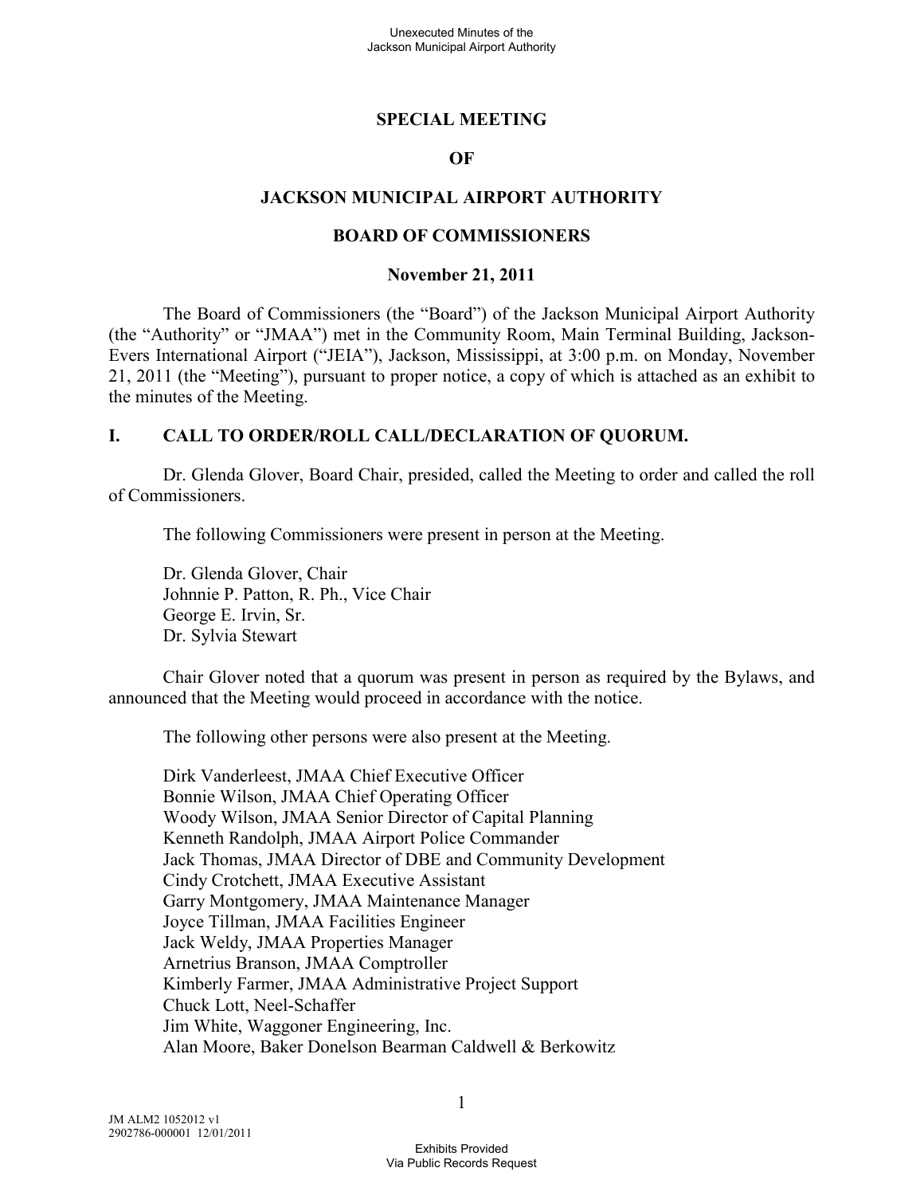# SPECIAL MEETING

# OF

# JACKSON MUNICIPAL AIRPORT AUTHORITY

# BOARD OF COMMISSIONERS

## November 21, 2011

The Board of Commissioners (the "Board") of the Jackson Municipal Airport Authority (the "Authority" or "JMAA") met in the Community Room, Main Terminal Building, Jackson-Evers International Airport ("JEIA"), Jackson, Mississippi, at 3:00 p.m. on Monday, November 21, 2011 (the "Meeting"), pursuant to proper notice, a copy of which is attached as an exhibit to the minutes of the Meeting.

## I. CALL TO ORDER/ROLL CALL/DECLARATION OF QUORUM.

Dr. Glenda Glover, Board Chair, presided, called the Meeting to order and called the roll of Commissioners.

The following Commissioners were present in person at the Meeting.

Dr. Glenda Glover, Chair
Johnnie P. Patton, R. Ph., Vice Chair
George E. Irvin, Sr.
Dr. Sylvia Stewart

Chair Glover noted that a quorum was present in person as required by the Bylaws, and announced that the Meeting would proceed in accordance with the notice.

The following other persons were also present at the Meeting.

Dirk Vanderleest, JMAA Chief Executive Officer
Bonnie Wilson, JMAA Chief Operating Officer
Woody Wilson, JMAA Senior Director of Capital Planning
Kenneth Randolph, JMAA Airport Police Commander
Jack Thomas, JMAA Director of DBE and Community Development
Cindy Crotchett, JMAA Executive Assistant
Garry Montgomery, JMAA Maintenance Manager
Joyce Tillman, JMAA Facilities Engineer
Jack Weldy, JMAA Properties Manager
Arnetrius Branson, JMAA Comptroller
Kimberly Farmer, JMAA Administrative Project Support
Chuck Lott, Neel-Schaffer
Jim White, Waggoner Engineering, Inc.
Alan Moore, Baker Donelson Bearman Caldwell & Berkowitz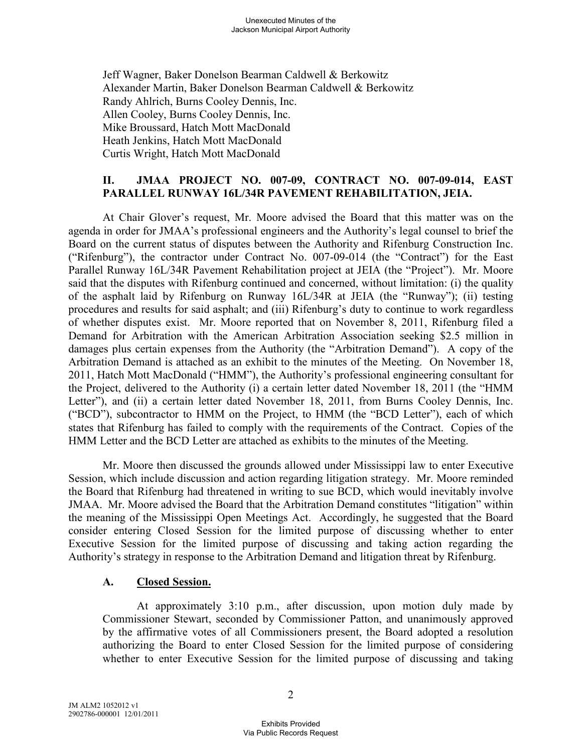Jeff Wagner, Baker Donelson Bearman Caldwell & Berkowitz
Alexander Martin, Baker Donelson Bearman Caldwell & Berkowitz
Randy Ahlrich, Burns Cooley Dennis, Inc.
Allen Cooley, Burns Cooley Dennis, Inc.
Mike Broussard, Hatch Mott MacDonald
Heath Jenkins, Hatch Mott MacDonald
Curtis Wright, Hatch Mott MacDonald

## II. JMAA PROJECT NO. 007-09, CONTRACT NO. 007-09-014, EAST PARALLEL RUNWAY 16L/34R PAVEMENT REHABILITATION, JEIA.

At Chair Glover's request, Mr. Moore advised the Board that this matter was on the agenda in order for JMAA's professional engineers and the Authority's legal counsel to brief the Board on the current status of disputes between the Authority and Rifenburg Construction Inc. ("Rifenburg"), the contractor under Contract No. 007-09-014 (the "Contract") for the East Parallel Runway 16L/34R Pavement Rehabilitation project at JEIA (the "Project"). Mr. Moore said that the disputes with Rifenburg continued and concerned, without limitation: (i) the quality of the asphalt laid by Rifenburg on Runway 16L/34R at JEIA (the "Runway"); (ii) testing procedures and results for said asphalt; and (iii) Rifenburg's duty to continue to work regardless of whether disputes exist. Mr. Moore reported that on November 8, 2011, Rifenburg filed a Demand for Arbitration with the American Arbitration Association seeking $2.5 million in damages plus certain expenses from the Authority (the "Arbitration Demand"). A copy of the Arbitration Demand is attached as an exhibit to the minutes of the Meeting. On November 18, 2011, Hatch Mott MacDonald ("HMM"), the Authority's professional engineering consultant for the Project, delivered to the Authority (i) a certain letter dated November 18, 2011 (the "HMM Letter"), and (ii) a certain letter dated November 18, 2011, from Burns Cooley Dennis, Inc. ("BCD"), subcontractor to HMM on the Project, to HMM (the "BCD Letter"), each of which states that Rifenburg has failed to comply with the requirements of the Contract. Copies of the HMM Letter and the BCD Letter are attached as exhibits to the minutes of the Meeting.

Mr. Moore then discussed the grounds allowed under Mississippi law to enter Executive Session, which include discussion and action regarding litigation strategy. Mr. Moore reminded the Board that Rifenburg had threatened in writing to sue BCD, which would inevitably involve JMAA. Mr. Moore advised the Board that the Arbitration Demand constitutes "litigation" within the meaning of the Mississippi Open Meetings Act. Accordingly, he suggested that the Board consider entering Closed Session for the limited purpose of discussing whether to enter Executive Session for the limited purpose of discussing and taking action regarding the Authority's strategy in response to the Arbitration Demand and litigation threat by Rifenburg.

### A. Closed Session.

At approximately 3:10 p.m., after discussion, upon motion duly made by Commissioner Stewart, seconded by Commissioner Patton, and unanimously approved by the affirmative votes of all Commissioners present, the Board adopted a resolution authorizing the Board to enter Closed Session for the limited purpose of considering whether to enter Executive Session for the limited purpose of discussing and taking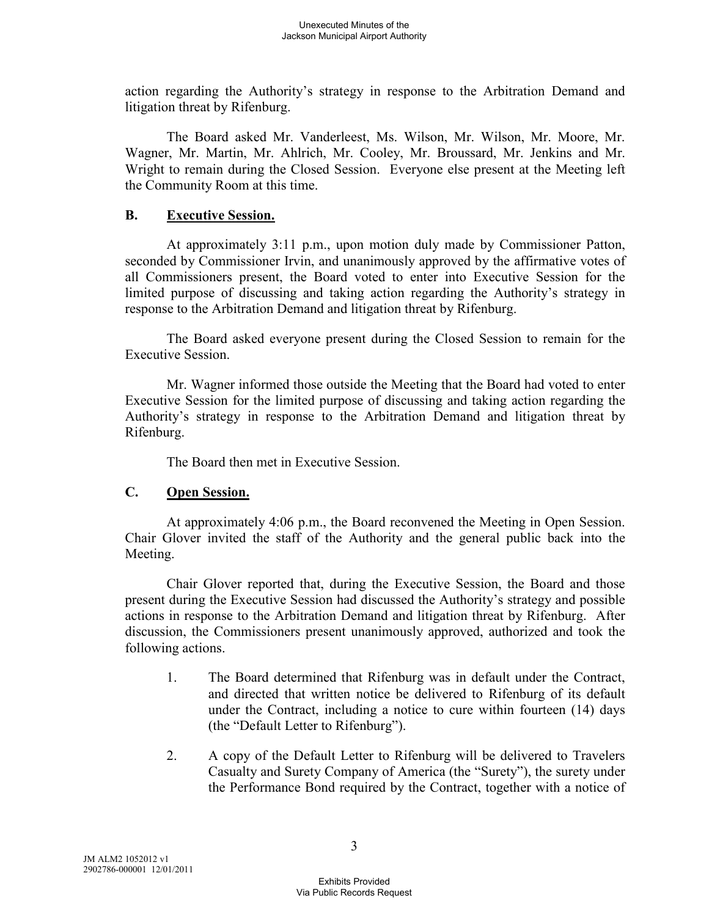action regarding the Authority's strategy in response to the Arbitration Demand and litigation threat by Rifenburg.

The Board asked Mr. Vanderleest, Ms. Wilson, Mr. Wilson, Mr. Moore, Mr. Wagner, Mr. Martin, Mr. Ahlrich, Mr. Cooley, Mr. Broussard, Mr. Jenkins and Mr. Wright to remain during the Closed Session. Everyone else present at the Meeting left the Community Room at this time.

## B. Executive Session.

At approximately 3:11 p.m., upon motion duly made by Commissioner Patton, seconded by Commissioner Irvin, and unanimously approved by the affirmative votes of all Commissioners present, the Board voted to enter into Executive Session for the limited purpose of discussing and taking action regarding the Authority's strategy in response to the Arbitration Demand and litigation threat by Rifenburg.

The Board asked everyone present during the Closed Session to remain for the Executive Session.

Mr. Wagner informed those outside the Meeting that the Board had voted to enter Executive Session for the limited purpose of discussing and taking action regarding the Authority's strategy in response to the Arbitration Demand and litigation threat by Rifenburg.

The Board then met in Executive Session.

## C. Open Session.

At approximately 4:06 p.m., the Board reconvened the Meeting in Open Session. Chair Glover invited the staff of the Authority and the general public back into the Meeting.

Chair Glover reported that, during the Executive Session, the Board and those present during the Executive Session had discussed the Authority's strategy and possible actions in response to the Arbitration Demand and litigation threat by Rifenburg. After discussion, the Commissioners present unanimously approved, authorized and took the following actions.

1. The Board determined that Rifenburg was in default under the Contract, and directed that written notice be delivered to Rifenburg of its default under the Contract, including a notice to cure within fourteen (14) days (the "Default Letter to Rifenburg").

2. A copy of the Default Letter to Rifenburg will be delivered to Travelers Casualty and Surety Company of America (the "Surety"), the surety under the Performance Bond required by the Contract, together with a notice of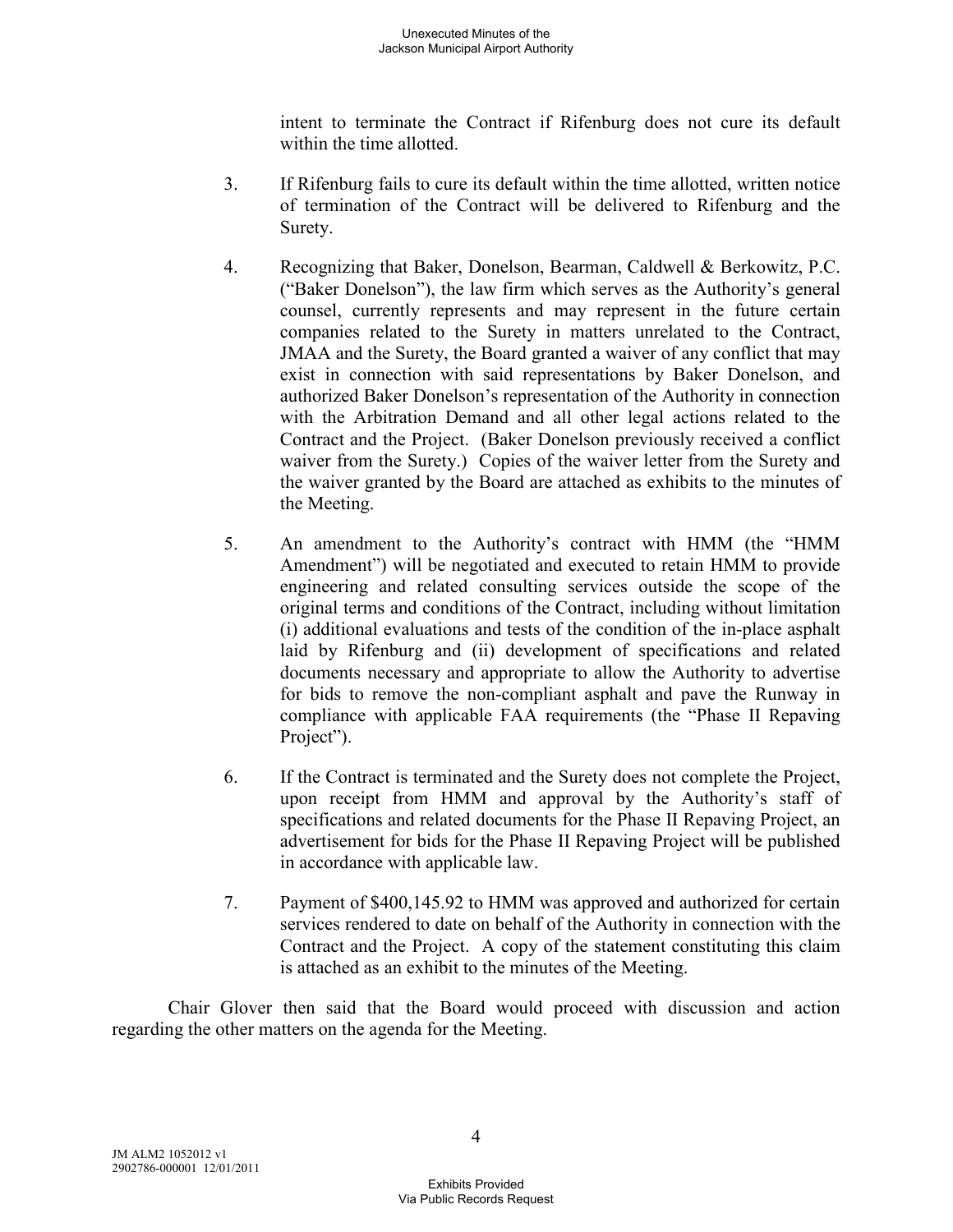intent to terminate the Contract if Rifenburg does not cure its default within the time allotted.

3. If Rifenburg fails to cure its default within the time allotted, written notice of termination of the Contract will be delivered to Rifenburg and the Surety.

4. Recognizing that Baker, Donelson, Bearman, Caldwell & Berkowitz, P.C. ("Baker Donelson"), the law firm which serves as the Authority's general counsel, currently represents and may represent in the future certain companies related to the Surety in matters unrelated to the Contract, JMAA and the Surety, the Board granted a waiver of any conflict that may exist in connection with said representations by Baker Donelson, and authorized Baker Donelson's representation of the Authority in connection with the Arbitration Demand and all other legal actions related to the Contract and the Project. (Baker Donelson previously received a conflict waiver from the Surety.) Copies of the waiver letter from the Surety and the waiver granted by the Board are attached as exhibits to the minutes of the Meeting.

5. An amendment to the Authority's contract with HMM (the "HMM Amendment") will be negotiated and executed to retain HMM to provide engineering and related consulting services outside the scope of the original terms and conditions of the Contract, including without limitation (i) additional evaluations and tests of the condition of the in-place asphalt laid by Rifenburg and (ii) development of specifications and related documents necessary and appropriate to allow the Authority to advertise for bids to remove the non-compliant asphalt and pave the Runway in compliance with applicable FAA requirements (the "Phase II Repaving Project").

6. If the Contract is terminated and the Surety does not complete the Project, upon receipt from HMM and approval by the Authority's staff of specifications and related documents for the Phase II Repaving Project, an advertisement for bids for the Phase II Repaving Project will be published in accordance with applicable law.

7. Payment of $400,145.92 to HMM was approved and authorized for certain services rendered to date on behalf of the Authority in connection with the Contract and the Project. A copy of the statement constituting this claim is attached as an exhibit to the minutes of the Meeting.

Chair Glover then said that the Board would proceed with discussion and action regarding the other matters on the agenda for the Meeting.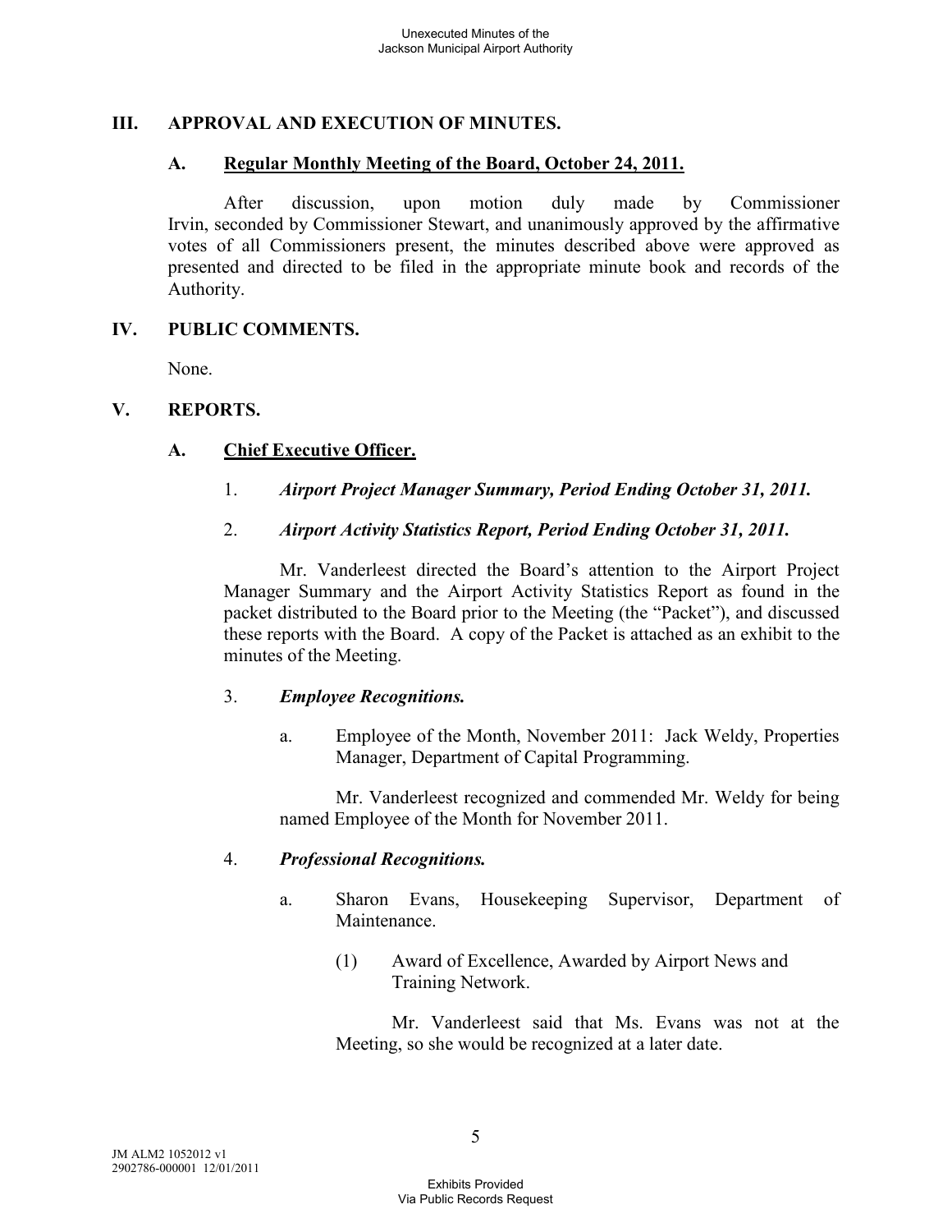## III. APPROVAL AND EXECUTION OF MINUTES.

### A. Regular Monthly Meeting of the Board, October 24, 2011.

After discussion, upon motion duly made by Commissioner Irvin, seconded by Commissioner Stewart, and unanimously approved by the affirmative votes of all Commissioners present, the minutes described above were approved as presented and directed to be filed in the appropriate minute book and records of the Authority.

## IV. PUBLIC COMMENTS.

None.

## V. REPORTS.

### A. Chief Executive Officer.

1. ***Airport Project Manager Summary, Period Ending October 31, 2011.***

2. ***Airport Activity Statistics Report, Period Ending October 31, 2011.***

Mr. Vanderleest directed the Board's attention to the Airport Project Manager Summary and the Airport Activity Statistics Report as found in the packet distributed to the Board prior to the Meeting (the "Packet"), and discussed these reports with the Board. A copy of the Packet is attached as an exhibit to the minutes of the Meeting.

3. ***Employee Recognitions.***

   a. Employee of the Month, November 2011: Jack Weldy, Properties Manager, Department of Capital Programming.

   Mr. Vanderleest recognized and commended Mr. Weldy for being named Employee of the Month for November 2011.

4. ***Professional Recognitions.***

   a. Sharon Evans, Housekeeping Supervisor, Department of Maintenance.

      (1) Award of Excellence, Awarded by Airport News and Training Network.

      Mr. Vanderleest said that Ms. Evans was not at the Meeting, so she would be recognized at a later date.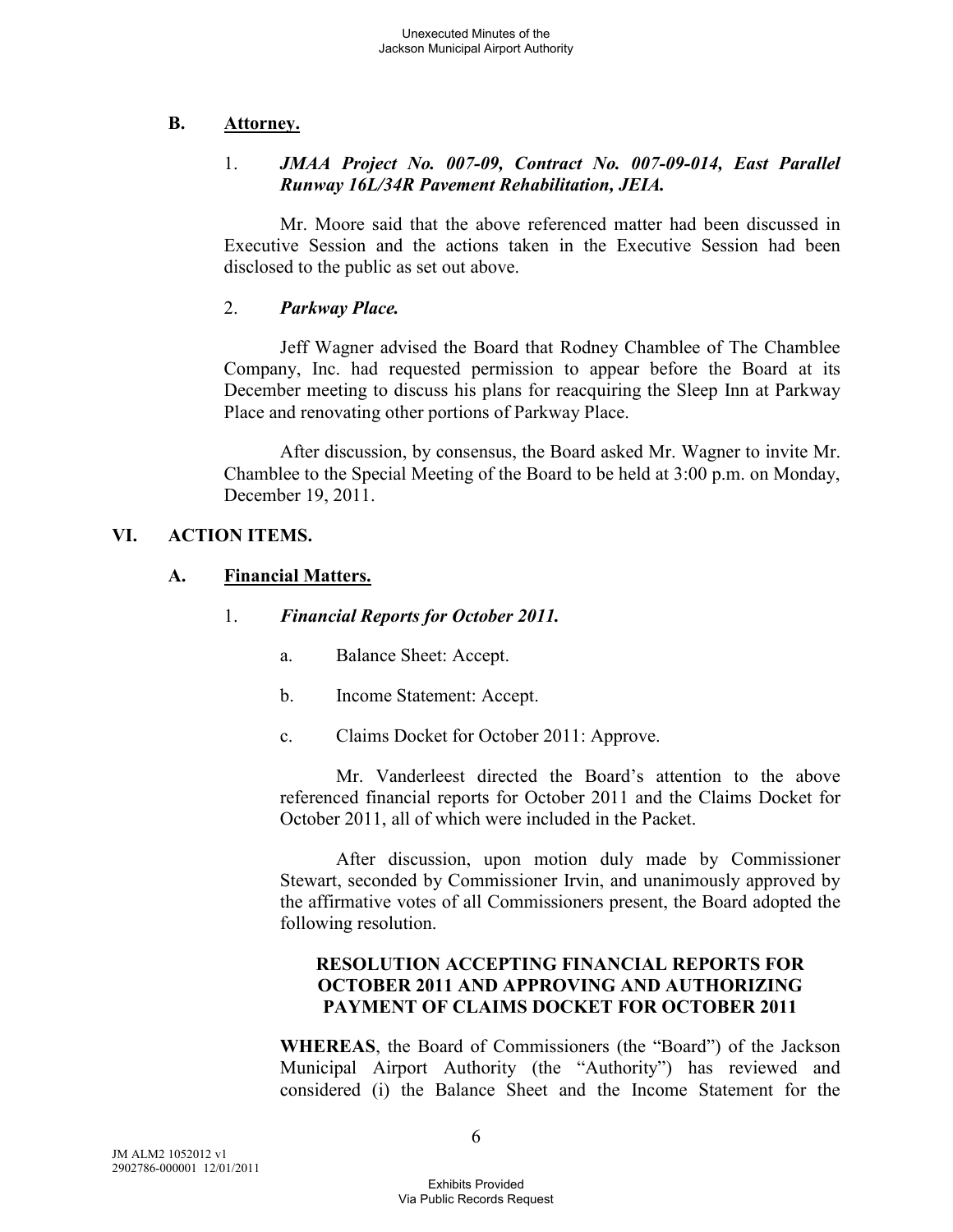## B. Attorney.

1. ***JMAA Project No. 007-09, Contract No. 007-09-014, East Parallel Runway 16L/34R Pavement Rehabilitation, JEIA.***

Mr. Moore said that the above referenced matter had been discussed in Executive Session and the actions taken in the Executive Session had been disclosed to the public as set out above.

2. ***Parkway Place.***

Jeff Wagner advised the Board that Rodney Chamblee of The Chamblee Company, Inc. had requested permission to appear before the Board at its December meeting to discuss his plans for reacquiring the Sleep Inn at Parkway Place and renovating other portions of Parkway Place.

After discussion, by consensus, the Board asked Mr. Wagner to invite Mr. Chamblee to the Special Meeting of the Board to be held at 3:00 p.m. on Monday, December 19, 2011.

# VI. ACTION ITEMS.

## A. Financial Matters.

1. ***Financial Reports for October 2011.***

   a. Balance Sheet: Accept.

   b. Income Statement: Accept.

   c. Claims Docket for October 2011: Approve.

Mr. Vanderleest directed the Board's attention to the above referenced financial reports for October 2011 and the Claims Docket for October 2011, all of which were included in the Packet.

After discussion, upon motion duly made by Commissioner Stewart, seconded by Commissioner Irvin, and unanimously approved by the affirmative votes of all Commissioners present, the Board adopted the following resolution.

**RESOLUTION ACCEPTING FINANCIAL REPORTS FOR OCTOBER 2011 AND APPROVING AND AUTHORIZING PAYMENT OF CLAIMS DOCKET FOR OCTOBER 2011**

**WHEREAS**, the Board of Commissioners (the "Board") of the Jackson Municipal Airport Authority (the "Authority") has reviewed and considered (i) the Balance Sheet and the Income Statement for the

JM ALM2 1052012 v1
2902786-000001 12/01/2011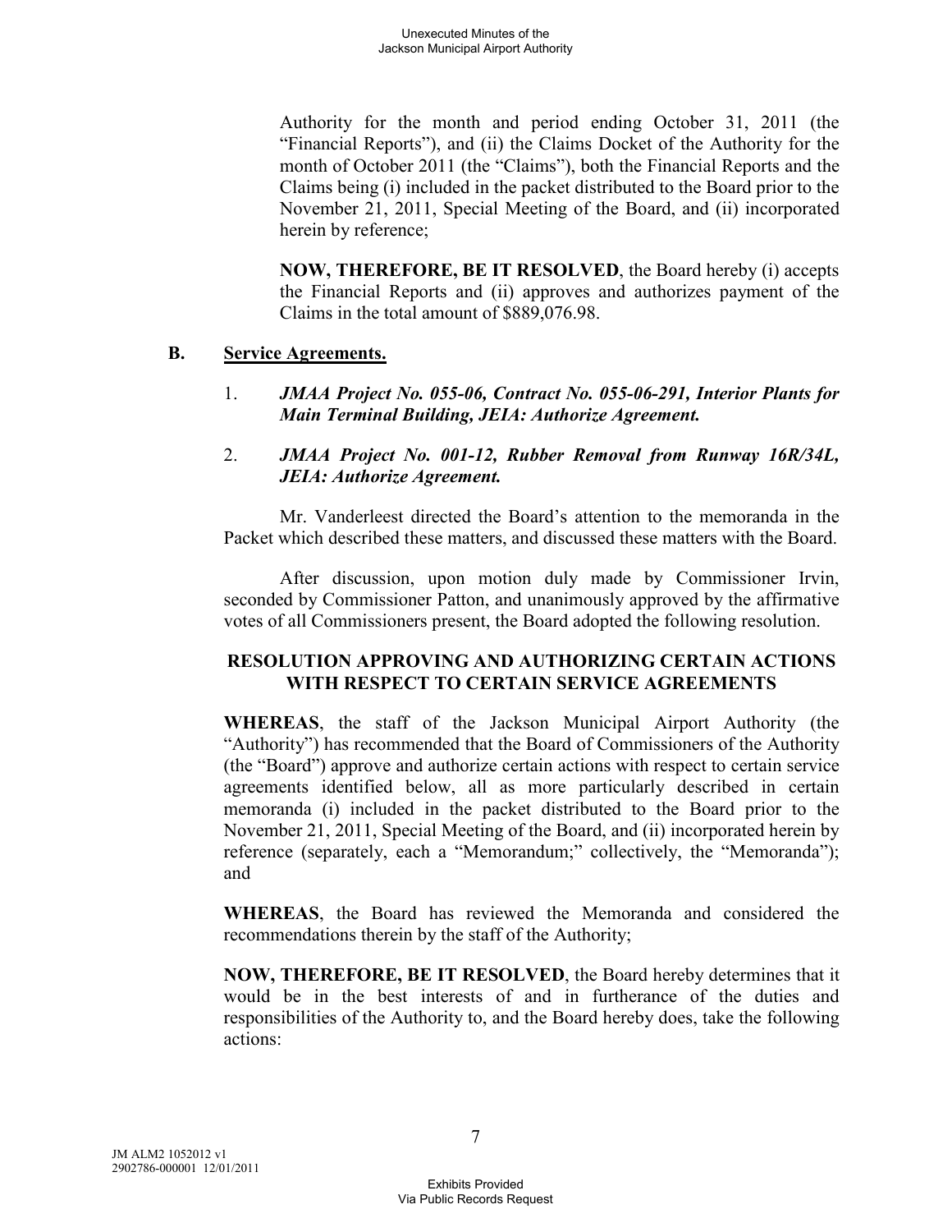Authority for the month and period ending October 31, 2011 (the "Financial Reports"), and (ii) the Claims Docket of the Authority for the month of October 2011 (the "Claims"), both the Financial Reports and the Claims being (i) included in the packet distributed to the Board prior to the November 21, 2011, Special Meeting of the Board, and (ii) incorporated herein by reference;

**NOW, THEREFORE, BE IT RESOLVED**, the Board hereby (i) accepts the Financial Reports and (ii) approves and authorizes payment of the Claims in the total amount of $889,076.98.

**B. Service Agreements.**

1. ***JMAA Project No. 055-06, Contract No. 055-06-291, Interior Plants for Main Terminal Building, JEIA: Authorize Agreement.***

2. ***JMAA Project No. 001-12, Rubber Removal from Runway 16R/34L, JEIA: Authorize Agreement.***

Mr. Vanderleest directed the Board's attention to the memoranda in the Packet which described these matters, and discussed these matters with the Board.

After discussion, upon motion duly made by Commissioner Irvin, seconded by Commissioner Patton, and unanimously approved by the affirmative votes of all Commissioners present, the Board adopted the following resolution.

**RESOLUTION APPROVING AND AUTHORIZING CERTAIN ACTIONS WITH RESPECT TO CERTAIN SERVICE AGREEMENTS**

**WHEREAS**, the staff of the Jackson Municipal Airport Authority (the "Authority") has recommended that the Board of Commissioners of the Authority (the "Board") approve and authorize certain actions with respect to certain service agreements identified below, all as more particularly described in certain memoranda (i) included in the packet distributed to the Board prior to the November 21, 2011, Special Meeting of the Board, and (ii) incorporated herein by reference (separately, each a "Memorandum;" collectively, the "Memoranda"); and

**WHEREAS**, the Board has reviewed the Memoranda and considered the recommendations therein by the staff of the Authority;

**NOW, THEREFORE, BE IT RESOLVED**, the Board hereby determines that it would be in the best interests of and in furtherance of the duties and responsibilities of the Authority to, and the Board hereby does, take the following actions: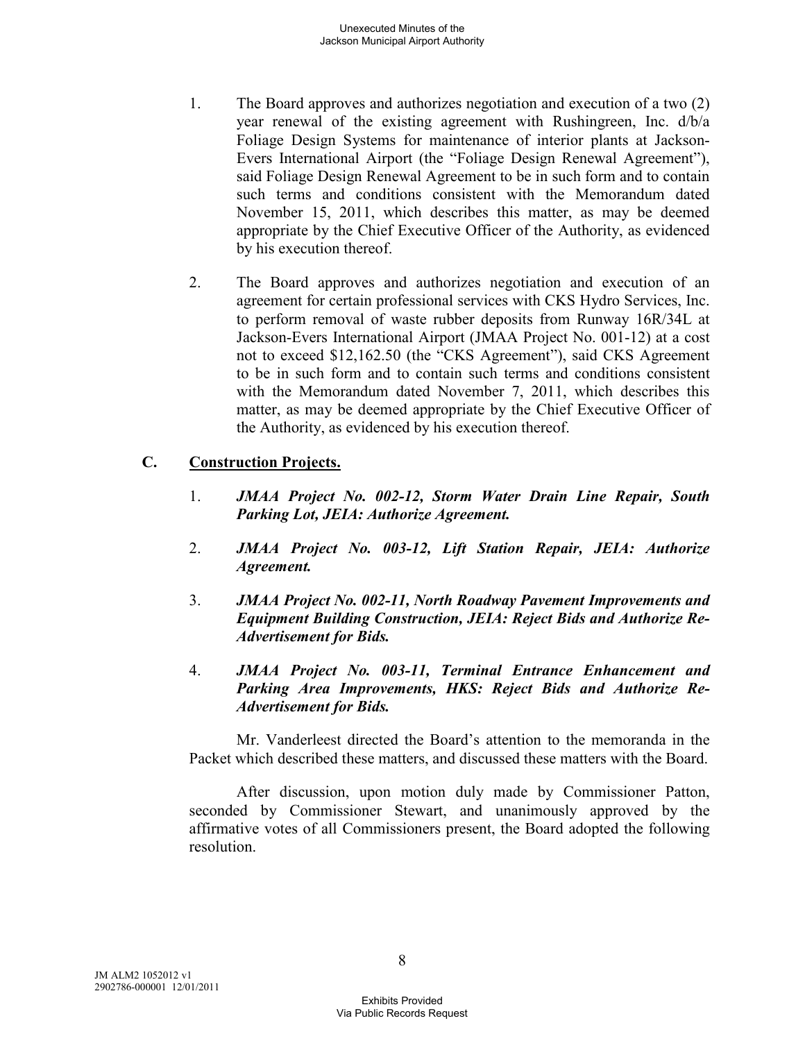1. The Board approves and authorizes negotiation and execution of a two (2) year renewal of the existing agreement with Rushingreen, Inc. d/b/a Foliage Design Systems for maintenance of interior plants at Jackson-Evers International Airport (the "Foliage Design Renewal Agreement"), said Foliage Design Renewal Agreement to be in such form and to contain such terms and conditions consistent with the Memorandum dated November 15, 2011, which describes this matter, as may be deemed appropriate by the Chief Executive Officer of the Authority, as evidenced by his execution thereof.

2. The Board approves and authorizes negotiation and execution of an agreement for certain professional services with CKS Hydro Services, Inc. to perform removal of waste rubber deposits from Runway 16R/34L at Jackson-Evers International Airport (JMAA Project No. 001-12) at a cost not to exceed $12,162.50 (the "CKS Agreement"), said CKS Agreement to be in such form and to contain such terms and conditions consistent with the Memorandum dated November 7, 2011, which describes this matter, as may be deemed appropriate by the Chief Executive Officer of the Authority, as evidenced by his execution thereof.

## C. Construction Projects.

1. ***JMAA Project No. 002-12, Storm Water Drain Line Repair, South Parking Lot, JEIA: Authorize Agreement.***

2. ***JMAA Project No. 003-12, Lift Station Repair, JEIA: Authorize Agreement.***

3. ***JMAA Project No. 002-11, North Roadway Pavement Improvements and Equipment Building Construction, JEIA: Reject Bids and Authorize Re-Advertisement for Bids.***

4. ***JMAA Project No. 003-11, Terminal Entrance Enhancement and Parking Area Improvements, HKS: Reject Bids and Authorize Re-Advertisement for Bids.***

Mr. Vanderleest directed the Board's attention to the memoranda in the Packet which described these matters, and discussed these matters with the Board.

After discussion, upon motion duly made by Commissioner Patton, seconded by Commissioner Stewart, and unanimously approved by the affirmative votes of all Commissioners present, the Board adopted the following resolution.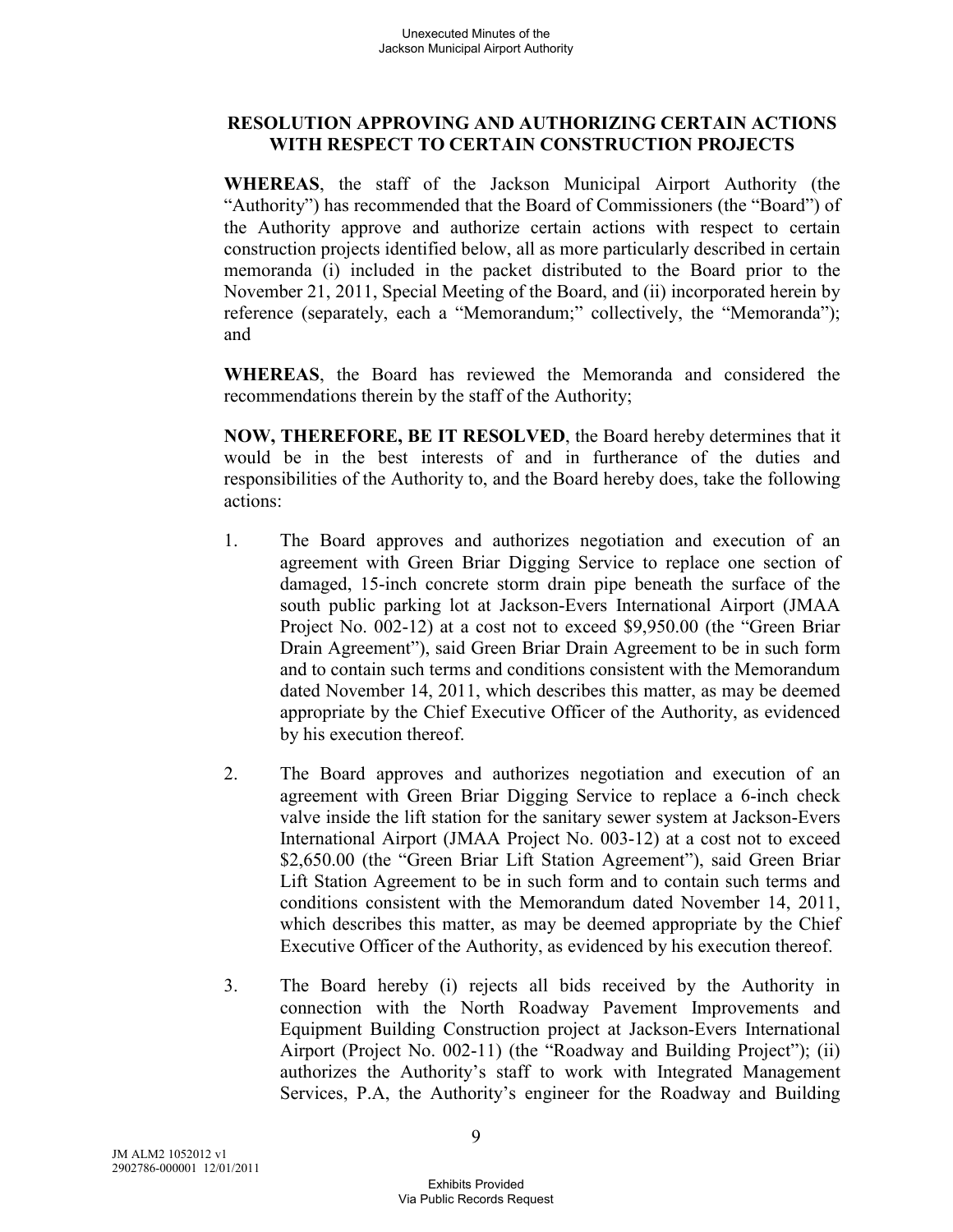## RESOLUTION APPROVING AND AUTHORIZING CERTAIN ACTIONS WITH RESPECT TO CERTAIN CONSTRUCTION PROJECTS

**WHEREAS**, the staff of the Jackson Municipal Airport Authority (the "Authority") has recommended that the Board of Commissioners (the "Board") of the Authority approve and authorize certain actions with respect to certain construction projects identified below, all as more particularly described in certain memoranda (i) included in the packet distributed to the Board prior to the November 21, 2011, Special Meeting of the Board, and (ii) incorporated herein by reference (separately, each a "Memorandum;" collectively, the "Memoranda"); and

**WHEREAS**, the Board has reviewed the Memoranda and considered the recommendations therein by the staff of the Authority;

**NOW, THEREFORE, BE IT RESOLVED**, the Board hereby determines that it would be in the best interests of and in furtherance of the duties and responsibilities of the Authority to, and the Board hereby does, take the following actions:

1. The Board approves and authorizes negotiation and execution of an agreement with Green Briar Digging Service to replace one section of damaged, 15-inch concrete storm drain pipe beneath the surface of the south public parking lot at Jackson-Evers International Airport (JMAA Project No. 002-12) at a cost not to exceed $9,950.00 (the "Green Briar Drain Agreement"), said Green Briar Drain Agreement to be in such form and to contain such terms and conditions consistent with the Memorandum dated November 14, 2011, which describes this matter, as may be deemed appropriate by the Chief Executive Officer of the Authority, as evidenced by his execution thereof.

2. The Board approves and authorizes negotiation and execution of an agreement with Green Briar Digging Service to replace a 6-inch check valve inside the lift station for the sanitary sewer system at Jackson-Evers International Airport (JMAA Project No. 003-12) at a cost not to exceed $2,650.00 (the "Green Briar Lift Station Agreement"), said Green Briar Lift Station Agreement to be in such form and to contain such terms and conditions consistent with the Memorandum dated November 14, 2011, which describes this matter, as may be deemed appropriate by the Chief Executive Officer of the Authority, as evidenced by his execution thereof.

3. The Board hereby (i) rejects all bids received by the Authority in connection with the North Roadway Pavement Improvements and Equipment Building Construction project at Jackson-Evers International Airport (Project No. 002-11) (the "Roadway and Building Project"); (ii) authorizes the Authority's staff to work with Integrated Management Services, P.A, the Authority's engineer for the Roadway and Building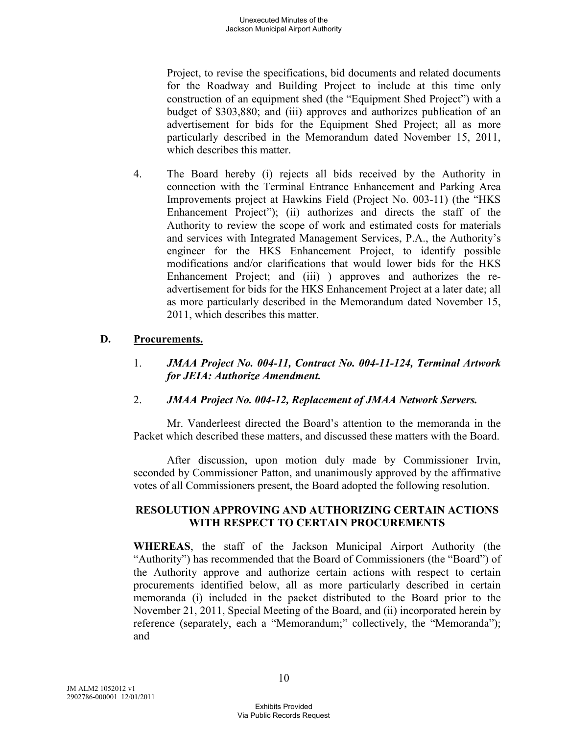Project, to revise the specifications, bid documents and related documents for the Roadway and Building Project to include at this time only construction of an equipment shed (the "Equipment Shed Project") with a budget of $303,880; and (iii) approves and authorizes publication of an advertisement for bids for the Equipment Shed Project; all as more particularly described in the Memorandum dated November 15, 2011, which describes this matter.

4. The Board hereby (i) rejects all bids received by the Authority in connection with the Terminal Entrance Enhancement and Parking Area Improvements project at Hawkins Field (Project No. 003-11) (the "HKS Enhancement Project"); (ii) authorizes and directs the staff of the Authority to review the scope of work and estimated costs for materials and services with Integrated Management Services, P.A., the Authority's engineer for the HKS Enhancement Project, to identify possible modifications and/or clarifications that would lower bids for the HKS Enhancement Project; and (iii) ) approves and authorizes the re-advertisement for bids for the HKS Enhancement Project at a later date; all as more particularly described in the Memorandum dated November 15, 2011, which describes this matter.

**D. Procurements.**

1. ***JMAA Project No. 004-11, Contract No. 004-11-124, Terminal Artwork for JEIA: Authorize Amendment.***

2. ***JMAA Project No. 004-12, Replacement of JMAA Network Servers.***

Mr. Vanderleest directed the Board's attention to the memoranda in the Packet which described these matters, and discussed these matters with the Board.

After discussion, upon motion duly made by Commissioner Irvin, seconded by Commissioner Patton, and unanimously approved by the affirmative votes of all Commissioners present, the Board adopted the following resolution.

**RESOLUTION APPROVING AND AUTHORIZING CERTAIN ACTIONS WITH RESPECT TO CERTAIN PROCUREMENTS**

**WHEREAS**, the staff of the Jackson Municipal Airport Authority (the "Authority") has recommended that the Board of Commissioners (the "Board") of the Authority approve and authorize certain actions with respect to certain procurements identified below, all as more particularly described in certain memoranda (i) included in the packet distributed to the Board prior to the November 21, 2011, Special Meeting of the Board, and (ii) incorporated herein by reference (separately, each a "Memorandum;" collectively, the "Memoranda"); and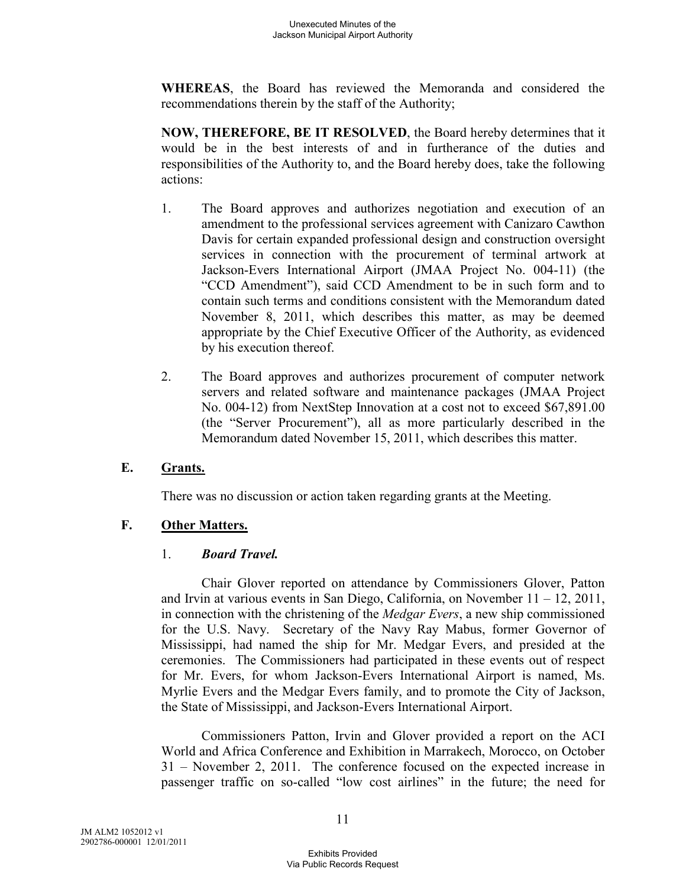**WHEREAS**, the Board has reviewed the Memoranda and considered the recommendations therein by the staff of the Authority;

**NOW, THEREFORE, BE IT RESOLVED**, the Board hereby determines that it would be in the best interests of and in furtherance of the duties and responsibilities of the Authority to, and the Board hereby does, take the following actions:

1. The Board approves and authorizes negotiation and execution of an amendment to the professional services agreement with Canizaro Cawthon Davis for certain expanded professional design and construction oversight services in connection with the procurement of terminal artwork at Jackson-Evers International Airport (JMAA Project No. 004-11) (the "CCD Amendment"), said CCD Amendment to be in such form and to contain such terms and conditions consistent with the Memorandum dated November 8, 2011, which describes this matter, as may be deemed appropriate by the Chief Executive Officer of the Authority, as evidenced by his execution thereof.

2. The Board approves and authorizes procurement of computer network servers and related software and maintenance packages (JMAA Project No. 004-12) from NextStep Innovation at a cost not to exceed $67,891.00 (the "Server Procurement"), all as more particularly described in the Memorandum dated November 15, 2011, which describes this matter.

## E. Grants.

There was no discussion or action taken regarding grants at the Meeting.

## F. Other Matters.

### 1. *Board Travel.*

Chair Glover reported on attendance by Commissioners Glover, Patton and Irvin at various events in San Diego, California, on November 11 – 12, 2011, in connection with the christening of the *Medgar Evers*, a new ship commissioned for the U.S. Navy. Secretary of the Navy Ray Mabus, former Governor of Mississippi, had named the ship for Mr. Medgar Evers, and presided at the ceremonies. The Commissioners had participated in these events out of respect for Mr. Evers, for whom Jackson-Evers International Airport is named, Ms. Myrlie Evers and the Medgar Evers family, and to promote the City of Jackson, the State of Mississippi, and Jackson-Evers International Airport.

Commissioners Patton, Irvin and Glover provided a report on the ACI World and Africa Conference and Exhibition in Marrakech, Morocco, on October 31 – November 2, 2011. The conference focused on the expected increase in passenger traffic on so-called "low cost airlines" in the future; the need for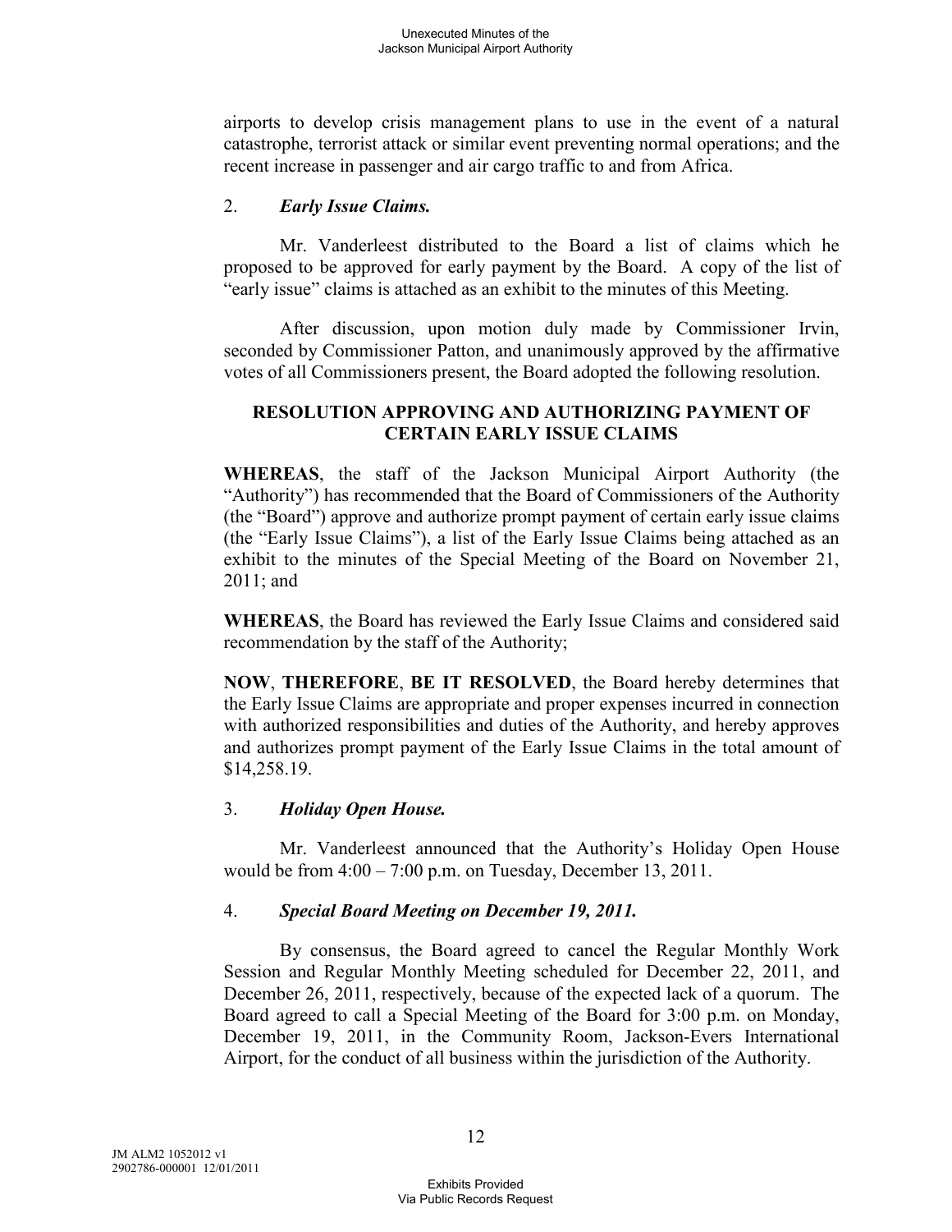airports to develop crisis management plans to use in the event of a natural catastrophe, terrorist attack or similar event preventing normal operations; and the recent increase in passenger and air cargo traffic to and from Africa.

2. ***Early Issue Claims.***

Mr. Vanderleest distributed to the Board a list of claims which he proposed to be approved for early payment by the Board. A copy of the list of "early issue" claims is attached as an exhibit to the minutes of this Meeting.

After discussion, upon motion duly made by Commissioner Irvin, seconded by Commissioner Patton, and unanimously approved by the affirmative votes of all Commissioners present, the Board adopted the following resolution.

**RESOLUTION APPROVING AND AUTHORIZING PAYMENT OF CERTAIN EARLY ISSUE CLAIMS**

**WHEREAS**, the staff of the Jackson Municipal Airport Authority (the "Authority") has recommended that the Board of Commissioners of the Authority (the "Board") approve and authorize prompt payment of certain early issue claims (the "Early Issue Claims"), a list of the Early Issue Claims being attached as an exhibit to the minutes of the Special Meeting of the Board on November 21, 2011; and

**WHEREAS**, the Board has reviewed the Early Issue Claims and considered said recommendation by the staff of the Authority;

**NOW**, **THEREFORE**, **BE IT RESOLVED**, the Board hereby determines that the Early Issue Claims are appropriate and proper expenses incurred in connection with authorized responsibilities and duties of the Authority, and hereby approves and authorizes prompt payment of the Early Issue Claims in the total amount of $14,258.19.

3. ***Holiday Open House.***

Mr. Vanderleest announced that the Authority's Holiday Open House would be from 4:00 – 7:00 p.m. on Tuesday, December 13, 2011.

4. ***Special Board Meeting on December 19, 2011.***

By consensus, the Board agreed to cancel the Regular Monthly Work Session and Regular Monthly Meeting scheduled for December 22, 2011, and December 26, 2011, respectively, because of the expected lack of a quorum. The Board agreed to call a Special Meeting of the Board for 3:00 p.m. on Monday, December 19, 2011, in the Community Room, Jackson-Evers International Airport, for the conduct of all business within the jurisdiction of the Authority.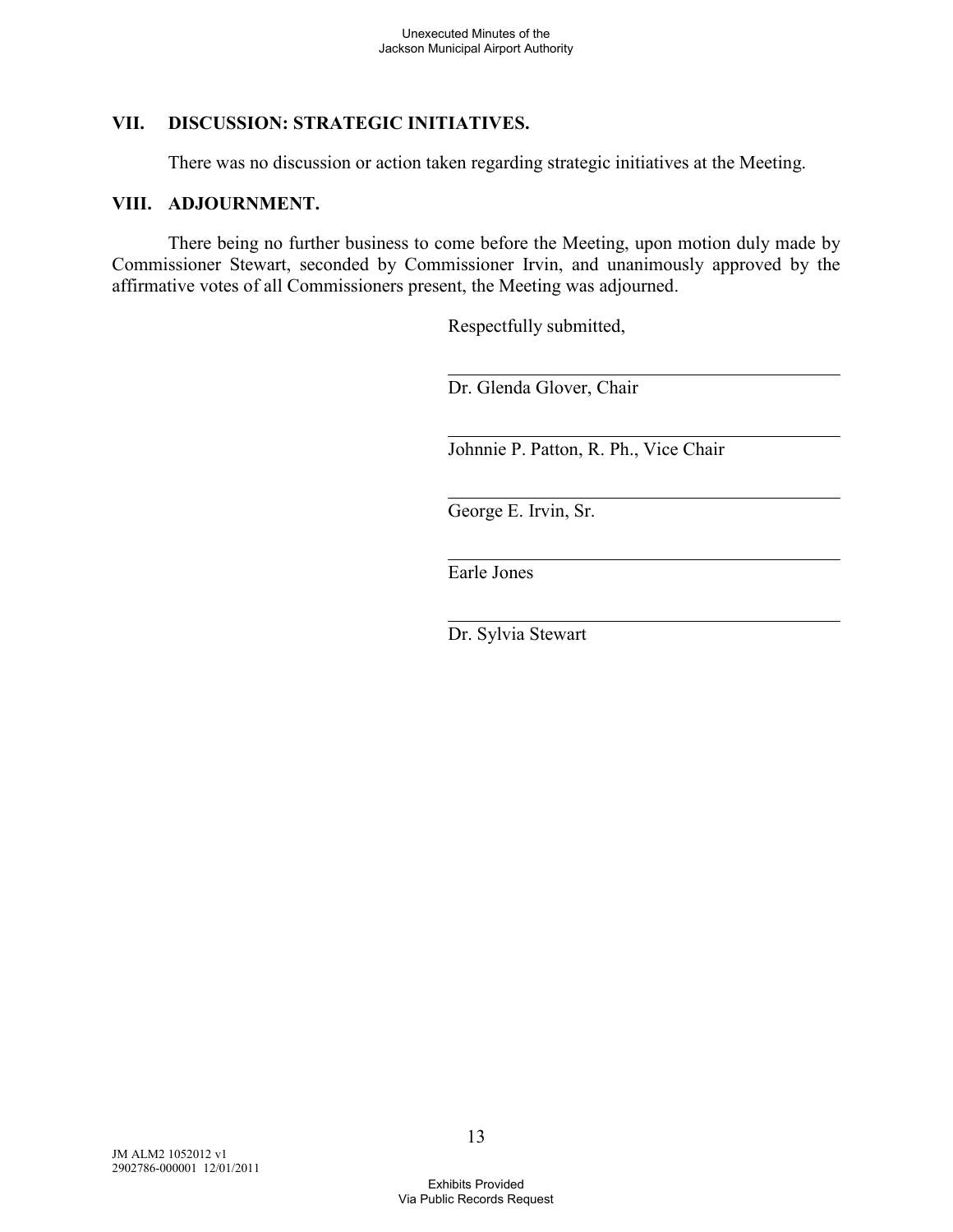## VII. DISCUSSION: STRATEGIC INITIATIVES.

There was no discussion or action taken regarding strategic initiatives at the Meeting.

## VIII. ADJOURNMENT.

There being no further business to come before the Meeting, upon motion duly made by Commissioner Stewart, seconded by Commissioner Irvin, and unanimously approved by the affirmative votes of all Commissioners present, the Meeting was adjourned.

Respectfully submitted,

\_\_\_\_\_\_\_\_\_\_\_\_\_\_\_\_\_\_\_\_\_\_\_\_\_\_\_\_\_\_\_\_\_\_\_\_\_\_\_\_

Dr. Glenda Glover, Chair

\_\_\_\_\_\_\_\_\_\_\_\_\_\_\_\_\_\_\_\_\_\_\_\_\_\_\_\_\_\_\_\_\_\_\_\_\_\_\_\_

Johnnie P. Patton, R. Ph., Vice Chair

\_\_\_\_\_\_\_\_\_\_\_\_\_\_\_\_\_\_\_\_\_\_\_\_\_\_\_\_\_\_\_\_\_\_\_\_\_\_\_\_

George E. Irvin, Sr.

\_\_\_\_\_\_\_\_\_\_\_\_\_\_\_\_\_\_\_\_\_\_\_\_\_\_\_\_\_\_\_\_\_\_\_\_\_\_\_\_

Earle Jones

\_\_\_\_\_\_\_\_\_\_\_\_\_\_\_\_\_\_\_\_\_\_\_\_\_\_\_\_\_\_\_\_\_\_\_\_\_\_\_\_

Dr. Sylvia Stewart

JM ALM2 1052012 v1
2902786-000001 12/01/2011